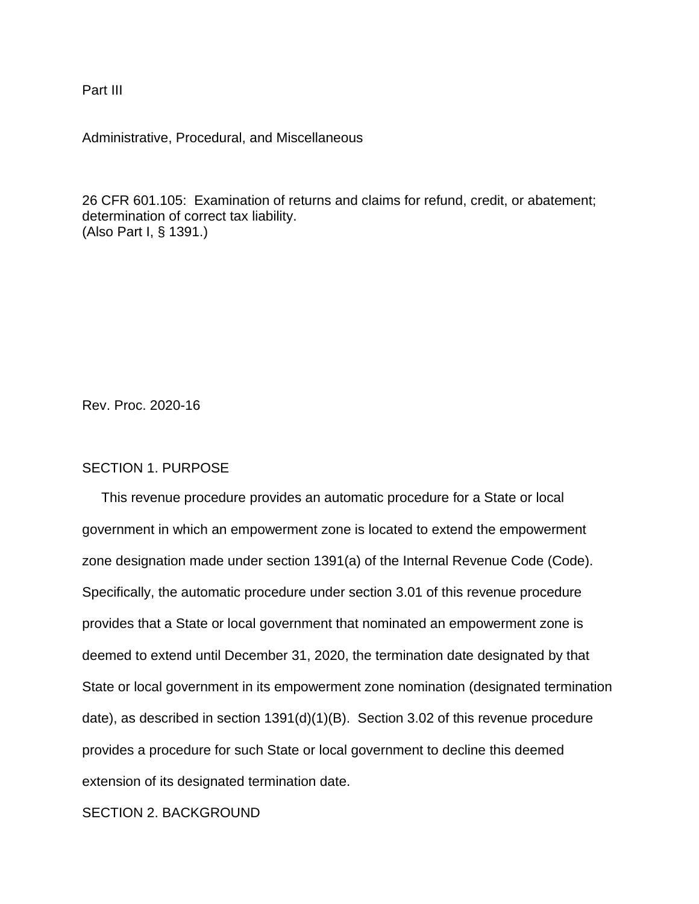Part III

Administrative, Procedural, and Miscellaneous

26 CFR 601.105: Examination of returns and claims for refund, credit, or abatement; determination of correct tax liability.
(Also Part I, § 1391.)

Rev. Proc. 2020-16

## SECTION 1. PURPOSE

This revenue procedure provides an automatic procedure for a State or local government in which an empowerment zone is located to extend the empowerment zone designation made under section 1391(a) of the Internal Revenue Code (Code). Specifically, the automatic procedure under section 3.01 of this revenue procedure provides that a State or local government that nominated an empowerment zone is deemed to extend until December 31, 2020, the termination date designated by that State or local government in its empowerment zone nomination (designated termination date), as described in section 1391(d)(1)(B). Section 3.02 of this revenue procedure provides a procedure for such State or local government to decline this deemed extension of its designated termination date.

## SECTION 2. BACKGROUND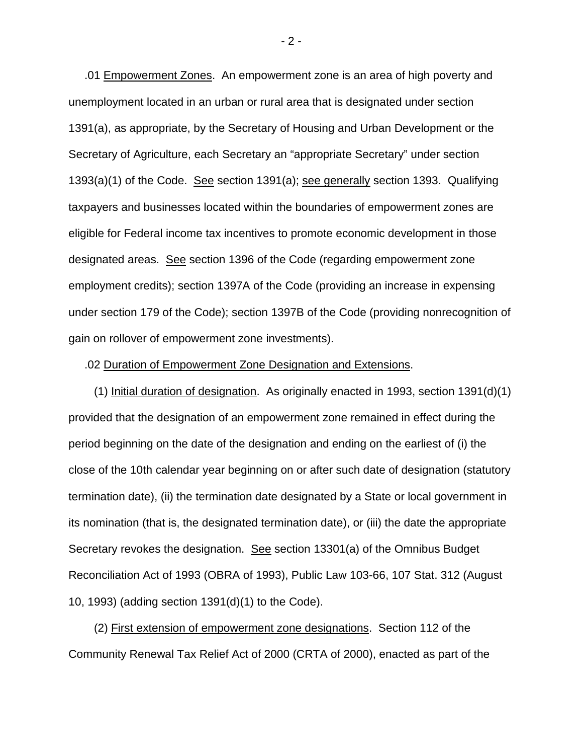.01 Empowerment Zones. An empowerment zone is an area of high poverty and unemployment located in an urban or rural area that is designated under section 1391(a), as appropriate, by the Secretary of Housing and Urban Development or the Secretary of Agriculture, each Secretary an "appropriate Secretary" under section 1393(a)(1) of the Code. See section 1391(a); see generally section 1393. Qualifying taxpayers and businesses located within the boundaries of empowerment zones are eligible for Federal income tax incentives to promote economic development in those designated areas. See section 1396 of the Code (regarding empowerment zone employment credits); section 1397A of the Code (providing an increase in expensing under section 179 of the Code); section 1397B of the Code (providing nonrecognition of gain on rollover of empowerment zone investments).

.02 Duration of Empowerment Zone Designation and Extensions.

(1) Initial duration of designation. As originally enacted in 1993, section 1391(d)(1) provided that the designation of an empowerment zone remained in effect during the period beginning on the date of the designation and ending on the earliest of (i) the close of the 10th calendar year beginning on or after such date of designation (statutory termination date), (ii) the termination date designated by a State or local government in its nomination (that is, the designated termination date), or (iii) the date the appropriate Secretary revokes the designation. See section 13301(a) of the Omnibus Budget Reconciliation Act of 1993 (OBRA of 1993), Public Law 103-66, 107 Stat. 312 (August 10, 1993) (adding section 1391(d)(1) to the Code).

(2) First extension of empowerment zone designations. Section 112 of the Community Renewal Tax Relief Act of 2000 (CRTA of 2000), enacted as part of the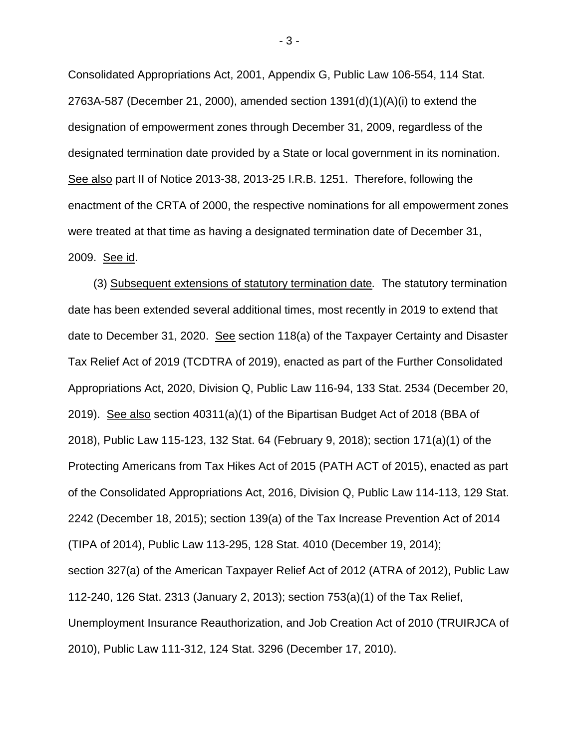Consolidated Appropriations Act, 2001, Appendix G, Public Law 106-554, 114 Stat. 2763A-587 (December 21, 2000), amended section 1391(d)(1)(A)(i) to extend the designation of empowerment zones through December 31, 2009, regardless of the designated termination date provided by a State or local government in its nomination. See also part II of Notice 2013-38, 2013-25 I.R.B. 1251. Therefore, following the enactment of the CRTA of 2000, the respective nominations for all empowerment zones were treated at that time as having a designated termination date of December 31, 2009. See id.

(3) Subsequent extensions of statutory termination date. The statutory termination date has been extended several additional times, most recently in 2019 to extend that date to December 31, 2020. See section 118(a) of the Taxpayer Certainty and Disaster Tax Relief Act of 2019 (TCDTRA of 2019), enacted as part of the Further Consolidated Appropriations Act, 2020, Division Q, Public Law 116-94, 133 Stat. 2534 (December 20, 2019). See also section 40311(a)(1) of the Bipartisan Budget Act of 2018 (BBA of 2018), Public Law 115-123, 132 Stat. 64 (February 9, 2018); section 171(a)(1) of the Protecting Americans from Tax Hikes Act of 2015 (PATH ACT of 2015), enacted as part of the Consolidated Appropriations Act, 2016, Division Q, Public Law 114-113, 129 Stat. 2242 (December 18, 2015); section 139(a) of the Tax Increase Prevention Act of 2014 (TIPA of 2014), Public Law 113-295, 128 Stat. 4010 (December 19, 2014); section 327(a) of the American Taxpayer Relief Act of 2012 (ATRA of 2012), Public Law 112-240, 126 Stat. 2313 (January 2, 2013); section 753(a)(1) of the Tax Relief, Unemployment Insurance Reauthorization, and Job Creation Act of 2010 (TRUIRJCA of 2010), Public Law 111-312, 124 Stat. 3296 (December 17, 2010).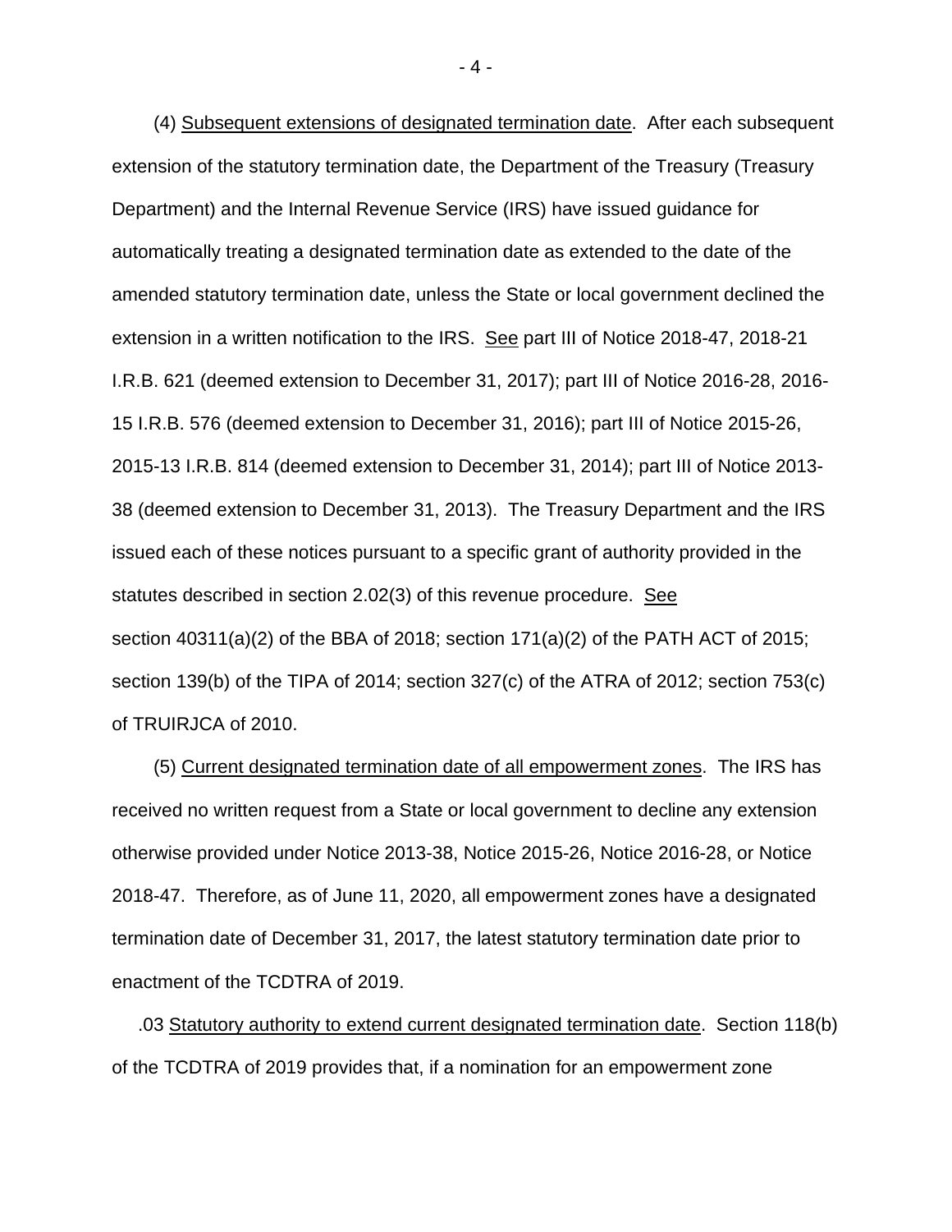(4) Subsequent extensions of designated termination date. After each subsequent extension of the statutory termination date, the Department of the Treasury (Treasury Department) and the Internal Revenue Service (IRS) have issued guidance for automatically treating a designated termination date as extended to the date of the amended statutory termination date, unless the State or local government declined the extension in a written notification to the IRS. See part III of Notice 2018-47, 2018-21 I.R.B. 621 (deemed extension to December 31, 2017); part III of Notice 2016-28, 2016-15 I.R.B. 576 (deemed extension to December 31, 2016); part III of Notice 2015-26, 2015-13 I.R.B. 814 (deemed extension to December 31, 2014); part III of Notice 2013-38 (deemed extension to December 31, 2013). The Treasury Department and the IRS issued each of these notices pursuant to a specific grant of authority provided in the statutes described in section 2.02(3) of this revenue procedure. See section 40311(a)(2) of the BBA of 2018; section 171(a)(2) of the PATH ACT of 2015; section 139(b) of the TIPA of 2014; section 327(c) of the ATRA of 2012; section 753(c) of TRUIRJCA of 2010.

(5) Current designated termination date of all empowerment zones. The IRS has received no written request from a State or local government to decline any extension otherwise provided under Notice 2013-38, Notice 2015-26, Notice 2016-28, or Notice 2018-47. Therefore, as of June 11, 2020, all empowerment zones have a designated termination date of December 31, 2017, the latest statutory termination date prior to enactment of the TCDTRA of 2019.

.03 Statutory authority to extend current designated termination date. Section 118(b) of the TCDTRA of 2019 provides that, if a nomination for an empowerment zone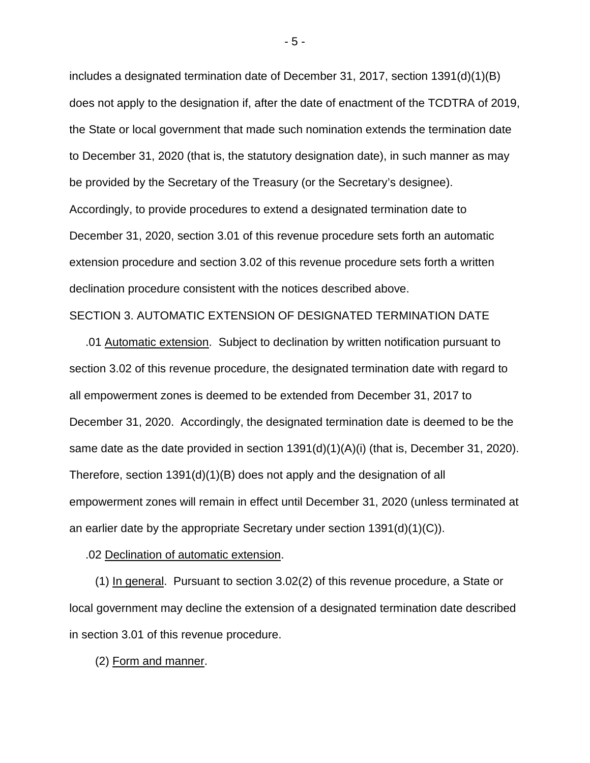includes a designated termination date of December 31, 2017, section 1391(d)(1)(B) does not apply to the designation if, after the date of enactment of the TCDTRA of 2019, the State or local government that made such nomination extends the termination date to December 31, 2020 (that is, the statutory designation date), in such manner as may be provided by the Secretary of the Treasury (or the Secretary's designee). Accordingly, to provide procedures to extend a designated termination date to December 31, 2020, section 3.01 of this revenue procedure sets forth an automatic extension procedure and section 3.02 of this revenue procedure sets forth a written declination procedure consistent with the notices described above.

## SECTION 3. AUTOMATIC EXTENSION OF DESIGNATED TERMINATION DATE

.01 Automatic extension. Subject to declination by written notification pursuant to section 3.02 of this revenue procedure, the designated termination date with regard to all empowerment zones is deemed to be extended from December 31, 2017 to December 31, 2020. Accordingly, the designated termination date is deemed to be the same date as the date provided in section 1391(d)(1)(A)(i) (that is, December 31, 2020). Therefore, section 1391(d)(1)(B) does not apply and the designation of all empowerment zones will remain in effect until December 31, 2020 (unless terminated at an earlier date by the appropriate Secretary under section 1391(d)(1)(C)).

.02 Declination of automatic extension.

(1) In general. Pursuant to section 3.02(2) of this revenue procedure, a State or local government may decline the extension of a designated termination date described in section 3.01 of this revenue procedure.

(2) Form and manner.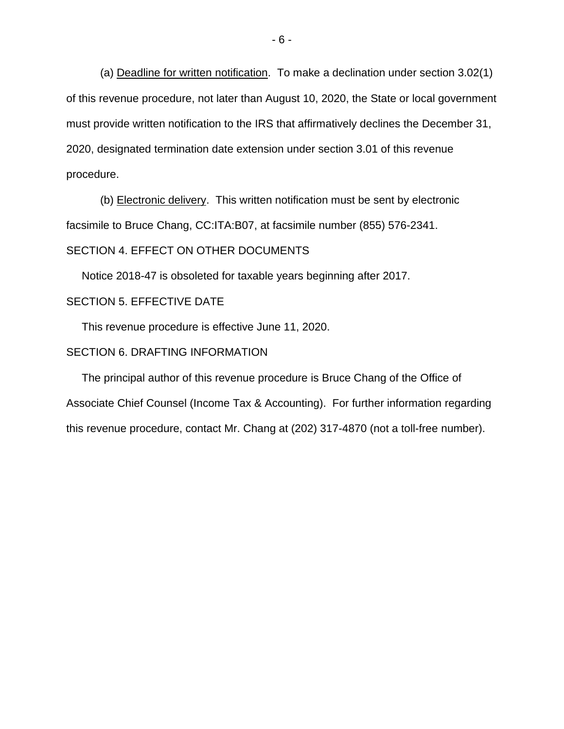(a) Deadline for written notification. To make a declination under section 3.02(1) of this revenue procedure, not later than August 10, 2020, the State or local government must provide written notification to the IRS that affirmatively declines the December 31, 2020, designated termination date extension under section 3.01 of this revenue procedure.

(b) Electronic delivery. This written notification must be sent by electronic facsimile to Bruce Chang, CC:ITA:B07, at facsimile number (855) 576-2341.

## SECTION 4. EFFECT ON OTHER DOCUMENTS

Notice 2018-47 is obsoleted for taxable years beginning after 2017.

## SECTION 5. EFFECTIVE DATE

This revenue procedure is effective June 11, 2020.

## SECTION 6. DRAFTING INFORMATION

The principal author of this revenue procedure is Bruce Chang of the Office of Associate Chief Counsel (Income Tax & Accounting). For further information regarding this revenue procedure, contact Mr. Chang at (202) 317-4870 (not a toll-free number).